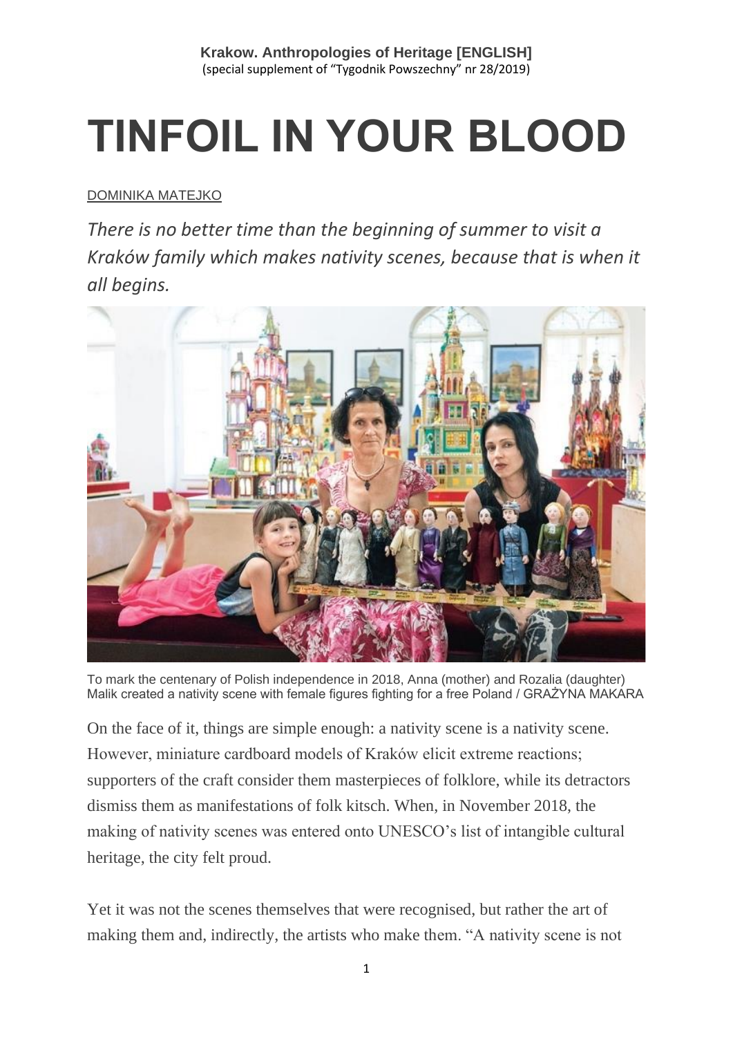**Krakow. Anthropologies of Heritage [ENGLISH]**
(special supplement of "Tygodnik Powszechny" nr 28/2019)

# TINFOIL IN YOUR BLOOD

DOMINIKA MATEJKO

*There is no better time than the beginning of summer to visit a Kraków family which makes nativity scenes, because that is when it all begins.*

To mark the centenary of Polish independence in 2018, Anna (mother) and Rozalia (daughter) Malik created a nativity scene with female figures fighting for a free Poland / GRAŻYNA MAKARA

On the face of it, things are simple enough: a nativity scene is a nativity scene. However, miniature cardboard models of Kraków elicit extreme reactions; supporters of the craft consider them masterpieces of folklore, while its detractors dismiss them as manifestations of folk kitsch. When, in November 2018, the making of nativity scenes was entered onto UNESCO's list of intangible cultural heritage, the city felt proud.

Yet it was not the scenes themselves that were recognised, but rather the art of making them and, indirectly, the artists who make them. "A nativity scene is not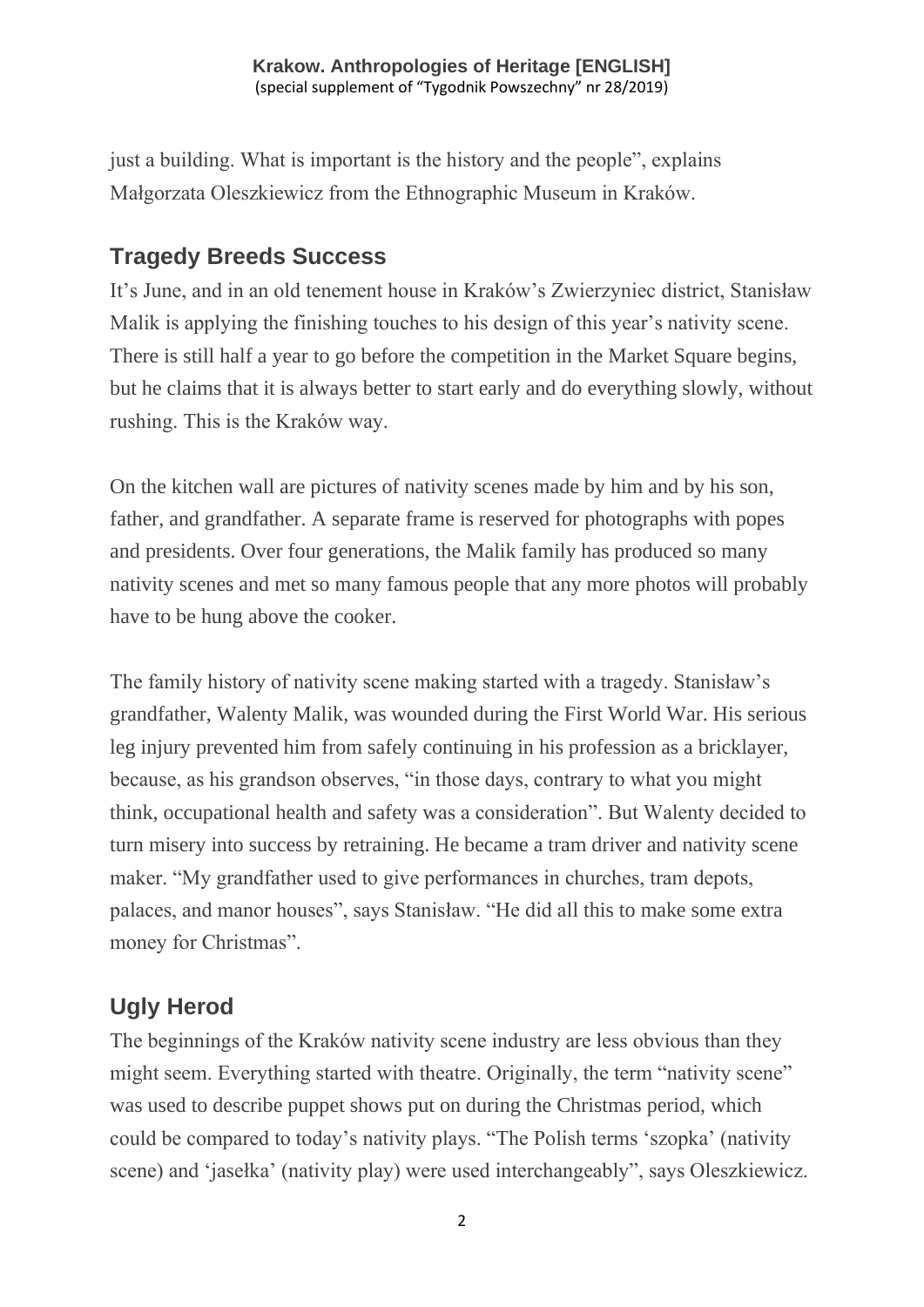just a building. What is important is the history and the people", explains Małgorzata Oleszkiewicz from the Ethnographic Museum in Kraków.

## Tragedy Breeds Success

It's June, and in an old tenement house in Kraków's Zwierzyniec district, Stanisław Malik is applying the finishing touches to his design of this year's nativity scene. There is still half a year to go before the competition in the Market Square begins, but he claims that it is always better to start early and do everything slowly, without rushing. This is the Kraków way.

On the kitchen wall are pictures of nativity scenes made by him and by his son, father, and grandfather. A separate frame is reserved for photographs with popes and presidents. Over four generations, the Malik family has produced so many nativity scenes and met so many famous people that any more photos will probably have to be hung above the cooker.

The family history of nativity scene making started with a tragedy. Stanisław's grandfather, Walenty Malik, was wounded during the First World War. His serious leg injury prevented him from safely continuing in his profession as a bricklayer, because, as his grandson observes, "in those days, contrary to what you might think, occupational health and safety was a consideration". But Walenty decided to turn misery into success by retraining. He became a tram driver and nativity scene maker. "My grandfather used to give performances in churches, tram depots, palaces, and manor houses", says Stanisław. "He did all this to make some extra money for Christmas".

## Ugly Herod

The beginnings of the Kraków nativity scene industry are less obvious than they might seem. Everything started with theatre. Originally, the term "nativity scene" was used to describe puppet shows put on during the Christmas period, which could be compared to today's nativity plays. "The Polish terms 'szopka' (nativity scene) and 'jasełka' (nativity play) were used interchangeably", says Oleszkiewicz.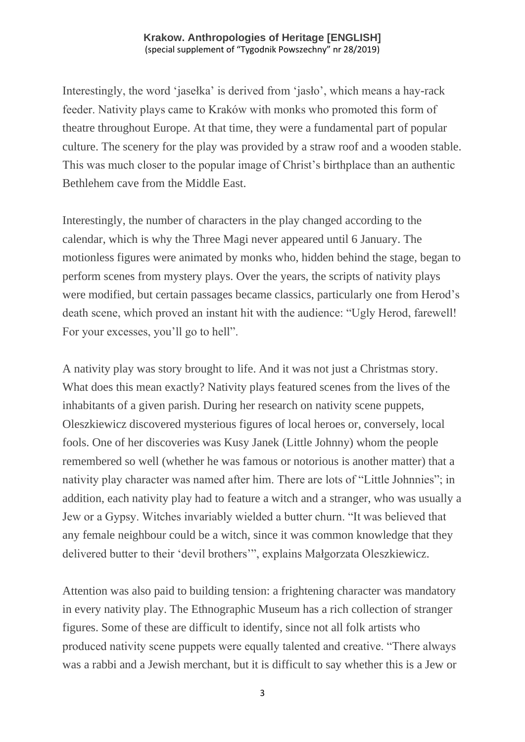Interestingly, the word 'jasełka' is derived from 'jasło', which means a hay-rack feeder. Nativity plays came to Kraków with monks who promoted this form of theatre throughout Europe. At that time, they were a fundamental part of popular culture. The scenery for the play was provided by a straw roof and a wooden stable. This was much closer to the popular image of Christ's birthplace than an authentic Bethlehem cave from the Middle East.

Interestingly, the number of characters in the play changed according to the calendar, which is why the Three Magi never appeared until 6 January. The motionless figures were animated by monks who, hidden behind the stage, began to perform scenes from mystery plays. Over the years, the scripts of nativity plays were modified, but certain passages became classics, particularly one from Herod's death scene, which proved an instant hit with the audience: "Ugly Herod, farewell! For your excesses, you'll go to hell".

A nativity play was story brought to life. And it was not just a Christmas story. What does this mean exactly? Nativity plays featured scenes from the lives of the inhabitants of a given parish. During her research on nativity scene puppets, Oleszkiewicz discovered mysterious figures of local heroes or, conversely, local fools. One of her discoveries was Kusy Janek (Little Johnny) whom the people remembered so well (whether he was famous or notorious is another matter) that a nativity play character was named after him. There are lots of "Little Johnnies"; in addition, each nativity play had to feature a witch and a stranger, who was usually a Jew or a Gypsy. Witches invariably wielded a butter churn. "It was believed that any female neighbour could be a witch, since it was common knowledge that they delivered butter to their 'devil brothers'", explains Małgorzata Oleszkiewicz.

Attention was also paid to building tension: a frightening character was mandatory in every nativity play. The Ethnographic Museum has a rich collection of stranger figures. Some of these are difficult to identify, since not all folk artists who produced nativity scene puppets were equally talented and creative. "There always was a rabbi and a Jewish merchant, but it is difficult to say whether this is a Jew or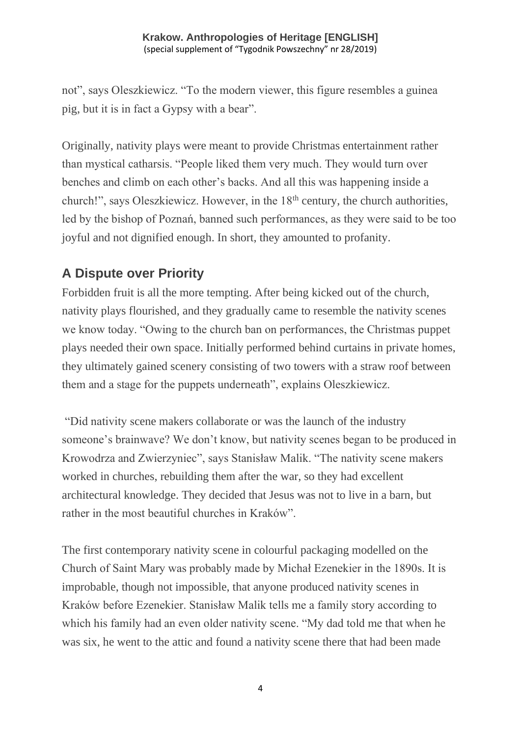not", says Oleszkiewicz. "To the modern viewer, this figure resembles a guinea pig, but it is in fact a Gypsy with a bear".

Originally, nativity plays were meant to provide Christmas entertainment rather than mystical catharsis. "People liked them very much. They would turn over benches and climb on each other's backs. And all this was happening inside a church!", says Oleszkiewicz. However, in the 18th century, the church authorities, led by the bishop of Poznań, banned such performances, as they were said to be too joyful and not dignified enough. In short, they amounted to profanity.

## A Dispute over Priority

Forbidden fruit is all the more tempting. After being kicked out of the church, nativity plays flourished, and they gradually came to resemble the nativity scenes we know today. "Owing to the church ban on performances, the Christmas puppet plays needed their own space. Initially performed behind curtains in private homes, they ultimately gained scenery consisting of two towers with a straw roof between them and a stage for the puppets underneath", explains Oleszkiewicz.

"Did nativity scene makers collaborate or was the launch of the industry someone's brainwave? We don't know, but nativity scenes began to be produced in Krowodrza and Zwierzyniec", says Stanisław Malik. "The nativity scene makers worked in churches, rebuilding them after the war, so they had excellent architectural knowledge. They decided that Jesus was not to live in a barn, but rather in the most beautiful churches in Kraków".

The first contemporary nativity scene in colourful packaging modelled on the Church of Saint Mary was probably made by Michał Ezenekier in the 1890s. It is improbable, though not impossible, that anyone produced nativity scenes in Kraków before Ezenekier. Stanisław Malik tells me a family story according to which his family had an even older nativity scene. "My dad told me that when he was six, he went to the attic and found a nativity scene there that had been made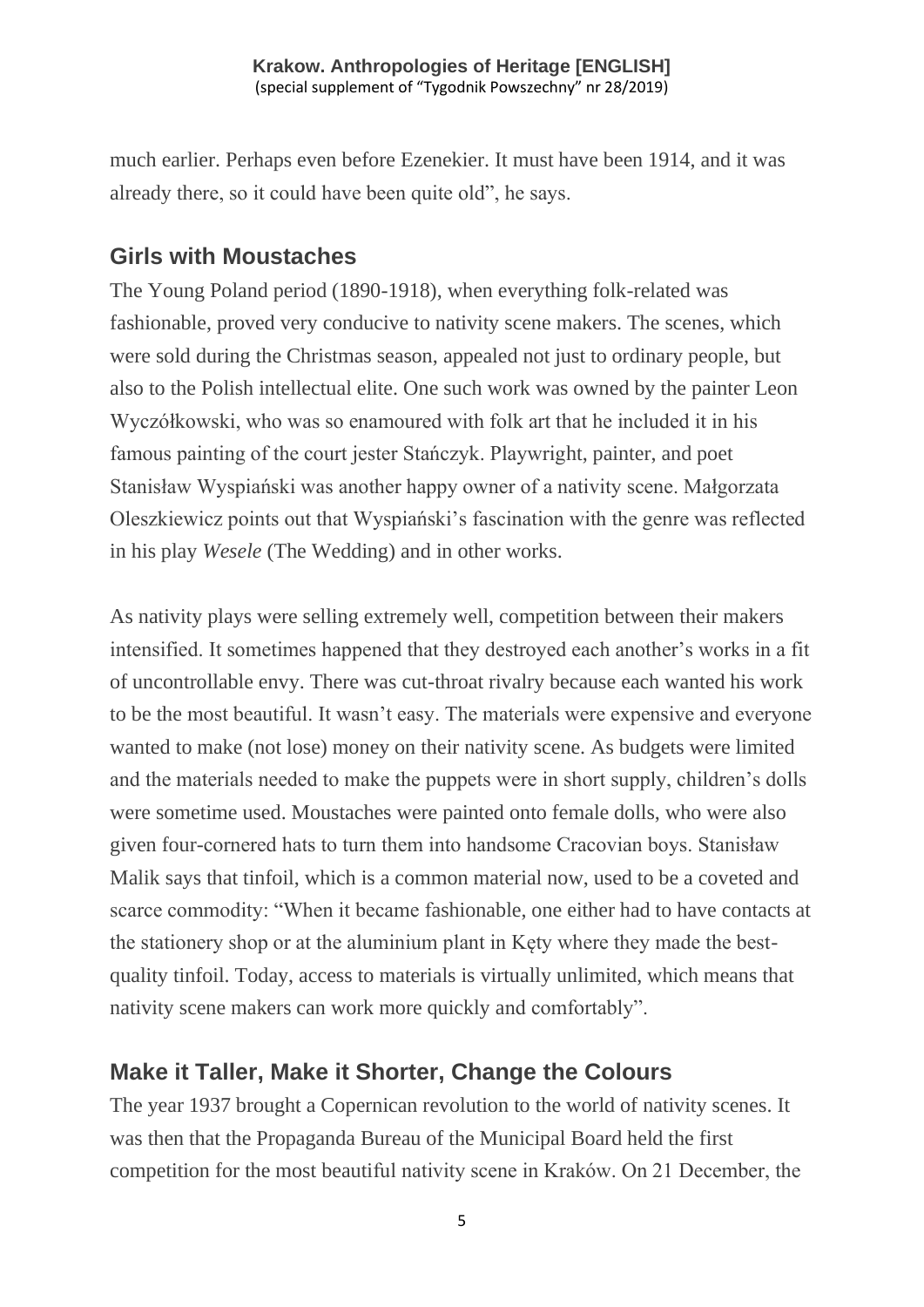much earlier. Perhaps even before Ezenekier. It must have been 1914, and it was already there, so it could have been quite old", he says.

## Girls with Moustaches

The Young Poland period (1890-1918), when everything folk-related was fashionable, proved very conducive to nativity scene makers. The scenes, which were sold during the Christmas season, appealed not just to ordinary people, but also to the Polish intellectual elite. One such work was owned by the painter Leon Wyczółkowski, who was so enamoured with folk art that he included it in his famous painting of the court jester Stańczyk. Playwright, painter, and poet Stanisław Wyspiański was another happy owner of a nativity scene. Małgorzata Oleszkiewicz points out that Wyspiański's fascination with the genre was reflected in his play *Wesele* (The Wedding) and in other works.

As nativity plays were selling extremely well, competition between their makers intensified. It sometimes happened that they destroyed each another's works in a fit of uncontrollable envy. There was cut-throat rivalry because each wanted his work to be the most beautiful. It wasn't easy. The materials were expensive and everyone wanted to make (not lose) money on their nativity scene. As budgets were limited and the materials needed to make the puppets were in short supply, children's dolls were sometime used. Moustaches were painted onto female dolls, who were also given four-cornered hats to turn them into handsome Cracovian boys. Stanisław Malik says that tinfoil, which is a common material now, used to be a coveted and scarce commodity: "When it became fashionable, one either had to have contacts at the stationery shop or at the aluminium plant in Kęty where they made the best-quality tinfoil. Today, access to materials is virtually unlimited, which means that nativity scene makers can work more quickly and comfortably".

## Make it Taller, Make it Shorter, Change the Colours

The year 1937 brought a Copernican revolution to the world of nativity scenes. It was then that the Propaganda Bureau of the Municipal Board held the first competition for the most beautiful nativity scene in Kraków. On 21 December, the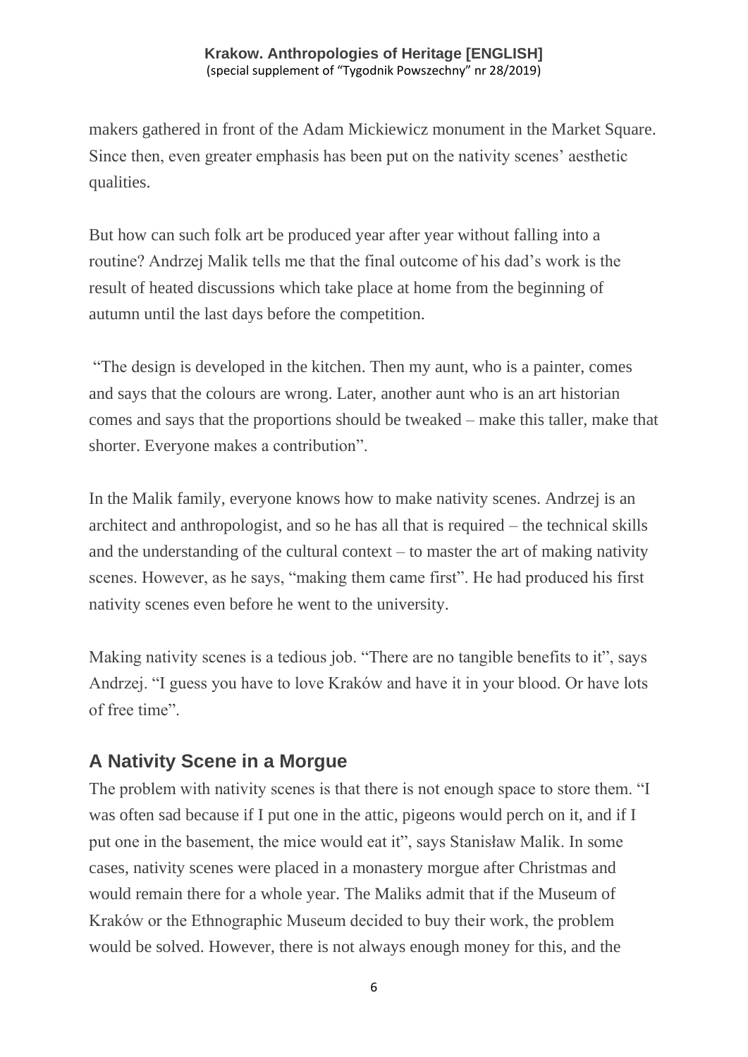makers gathered in front of the Adam Mickiewicz monument in the Market Square. Since then, even greater emphasis has been put on the nativity scenes' aesthetic qualities.

But how can such folk art be produced year after year without falling into a routine? Andrzej Malik tells me that the final outcome of his dad's work is the result of heated discussions which take place at home from the beginning of autumn until the last days before the competition.

"The design is developed in the kitchen. Then my aunt, who is a painter, comes and says that the colours are wrong. Later, another aunt who is an art historian comes and says that the proportions should be tweaked – make this taller, make that shorter. Everyone makes a contribution".

In the Malik family, everyone knows how to make nativity scenes. Andrzej is an architect and anthropologist, and so he has all that is required – the technical skills and the understanding of the cultural context – to master the art of making nativity scenes. However, as he says, "making them came first". He had produced his first nativity scenes even before he went to the university.

Making nativity scenes is a tedious job. "There are no tangible benefits to it", says Andrzej. "I guess you have to love Kraków and have it in your blood. Or have lots of free time".

## A Nativity Scene in a Morgue

The problem with nativity scenes is that there is not enough space to store them. "I was often sad because if I put one in the attic, pigeons would perch on it, and if I put one in the basement, the mice would eat it", says Stanisław Malik. In some cases, nativity scenes were placed in a monastery morgue after Christmas and would remain there for a whole year. The Maliks admit that if the Museum of Kraków or the Ethnographic Museum decided to buy their work, the problem would be solved. However, there is not always enough money for this, and the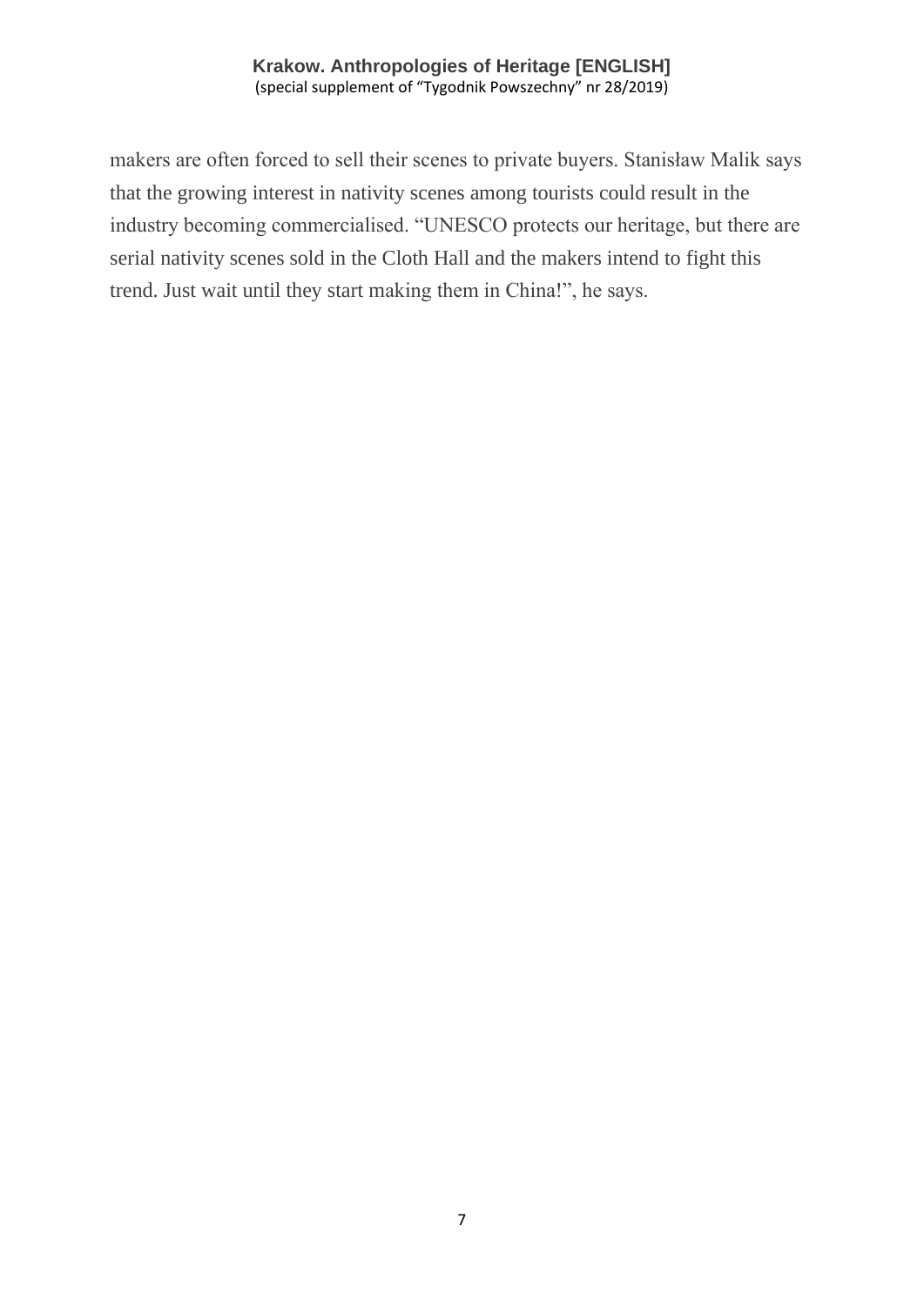makers are often forced to sell their scenes to private buyers. Stanisław Malik says that the growing interest in nativity scenes among tourists could result in the industry becoming commercialised. "UNESCO protects our heritage, but there are serial nativity scenes sold in the Cloth Hall and the makers intend to fight this trend. Just wait until they start making them in China!", he says.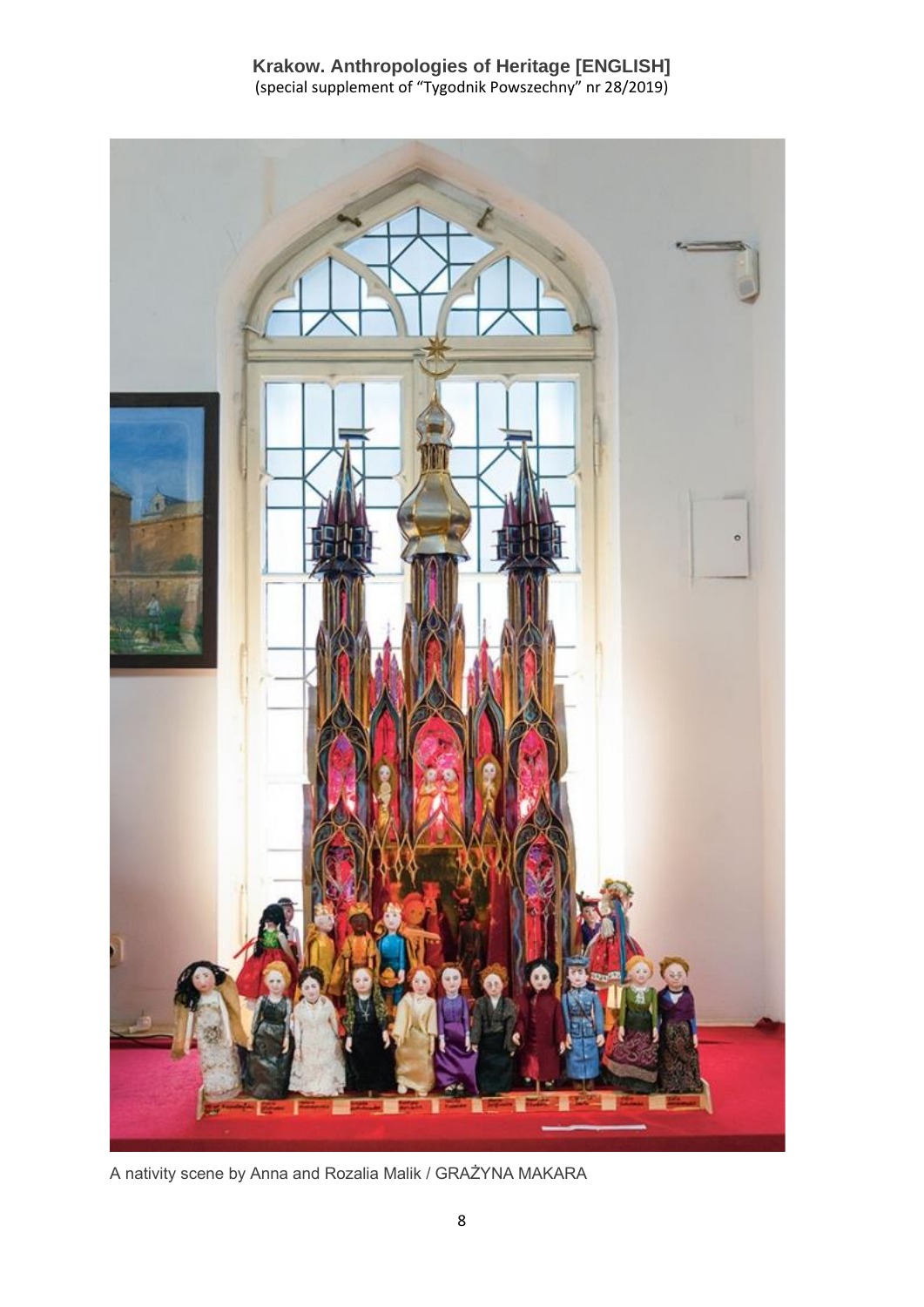A nativity scene by Anna and Rozalia Malik / GRAŻYNA MAKARA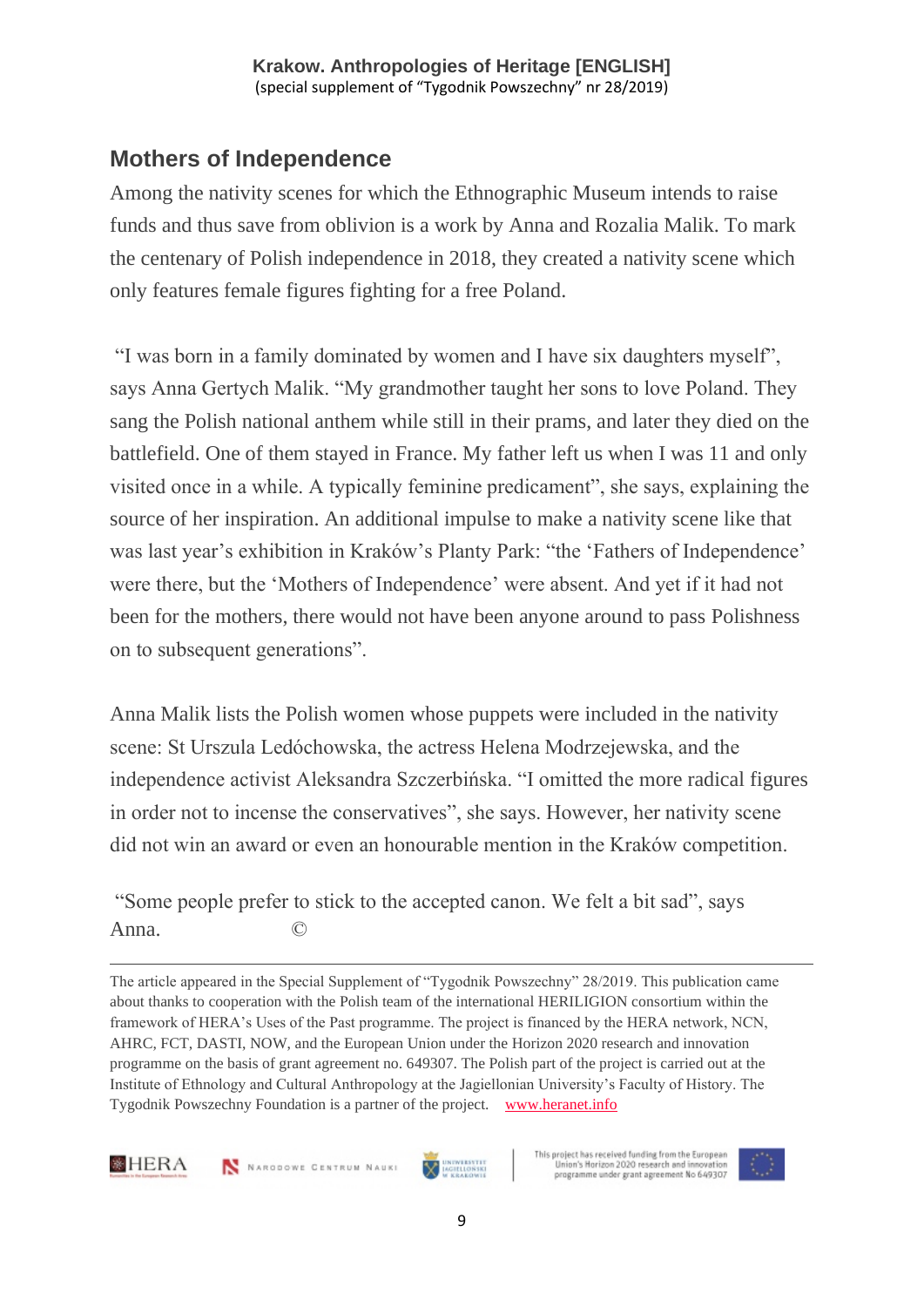## Mothers of Independence

Among the nativity scenes for which the Ethnographic Museum intends to raise funds and thus save from oblivion is a work by Anna and Rozalia Malik. To mark the centenary of Polish independence in 2018, they created a nativity scene which only features female figures fighting for a free Poland.

"I was born in a family dominated by women and I have six daughters myself", says Anna Gertych Malik. "My grandmother taught her sons to love Poland. They sang the Polish national anthem while still in their prams, and later they died on the battlefield. One of them stayed in France. My father left us when I was 11 and only visited once in a while. A typically feminine predicament", she says, explaining the source of her inspiration. An additional impulse to make a nativity scene like that was last year's exhibition in Kraków's Planty Park: "the 'Fathers of Independence' were there, but the 'Mothers of Independence' were absent. And yet if it had not been for the mothers, there would not have been anyone around to pass Polishness on to subsequent generations".

Anna Malik lists the Polish women whose puppets were included in the nativity scene: St Urszula Ledóchowska, the actress Helena Modrzejewska, and the independence activist Aleksandra Szczerbińska. "I omitted the more radical figures in order not to incense the conservatives", she says. However, her nativity scene did not win an award or even an honourable mention in the Kraków competition.

"Some people prefer to stick to the accepted canon. We felt a bit sad", says Anna. ©

---

The article appeared in the Special Supplement of "Tygodnik Powszechny" 28/2019. This publication came about thanks to cooperation with the Polish team of the international HERILIGION consortium within the framework of HERA's Uses of the Past programme. The project is financed by the HERA network, NCN, AHRC, FCT, DASTI, NOW, and the European Union under the Horizon 2020 research and innovation programme on the basis of grant agreement no. 649307. The Polish part of the project is carried out at the Institute of Ethnology and Cultural Anthropology at the Jagiellonian University's Faculty of History. The Tygodnik Powszechny Foundation is a partner of the project. [www.heranet.info](http://www.heranet.info)

HERA · Narodowe Centrum Nauki · Uniwersytet Jagielloński w Krakowie · This project has received funding from the European Union's Horizon 2020 research and innovation programme under grant agreement No 649307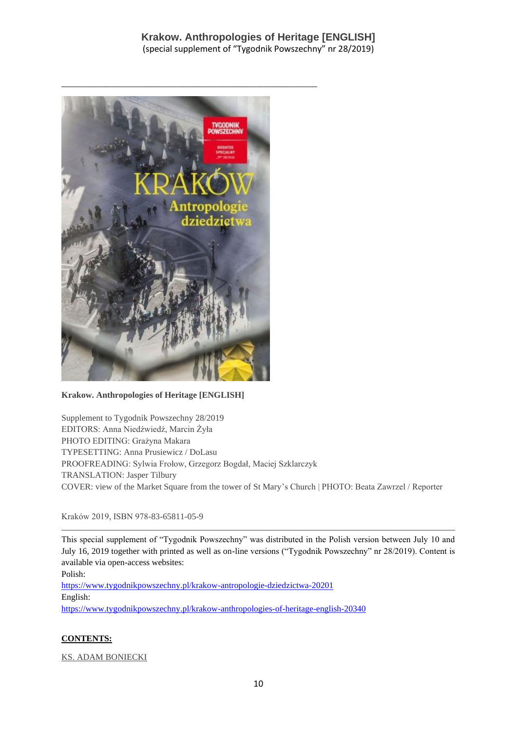**Krakow. Anthropologies of Heritage [ENGLISH]**

Supplement to Tygodnik Powszechny 28/2019
EDITORS: Anna Niedźwiedź, Marcin Żyła
PHOTO EDITING: Grażyna Makara
TYPESETTING: Anna Prusiewicz / DoLasu
PROOFREADING: Sylwia Frołow, Grzegorz Bogdał, Maciej Szklarczyk
TRANSLATION: Jasper Tilbury
COVER: view of the Market Square from the tower of St Mary's Church | PHOTO: Beata Zawrzel / Reporter

Kraków 2019, ISBN 978-83-65811-05-9

---

This special supplement of "Tygodnik Powszechny" was distributed in the Polish version between July 10 and July 16, 2019 together with printed as well as on-line versions ("Tygodnik Powszechny" nr 28/2019). Content is available via open-access websites:
Polish:
https://www.tygodnikpowszechny.pl/krakow-antropologie-dziedzictwa-20201
English:
https://www.tygodnikpowszechny.pl/krakow-anthropologies-of-heritage-english-20340

**CONTENTS:**

KS. ADAM BONIECKI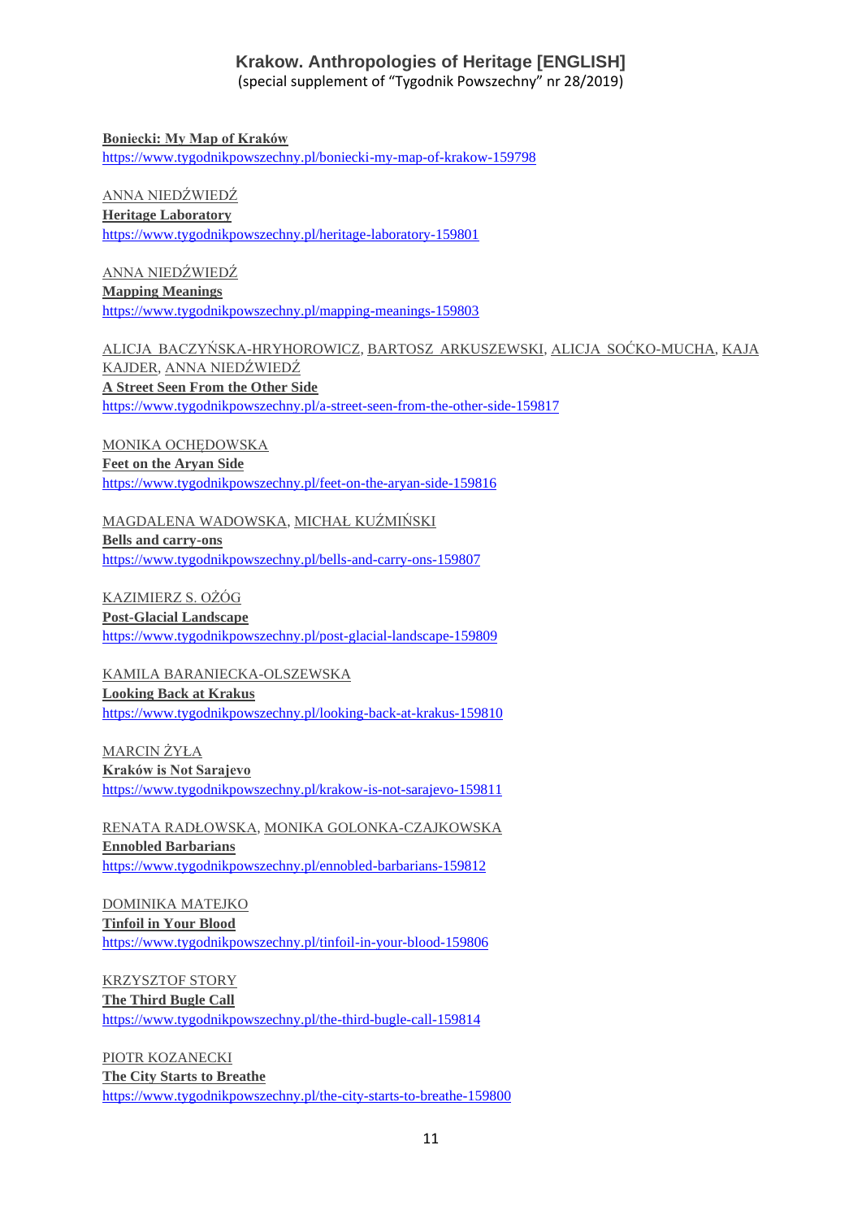## Krakow. Anthropologies of Heritage [ENGLISH]

(special supplement of "Tygodnik Powszechny" nr 28/2019)

**Boniecki: My Map of Kraków**
https://www.tygodnikpowszechny.pl/boniecki-my-map-of-krakow-159798

ANNA NIEDŹWIEDŹ
**Heritage Laboratory**
https://www.tygodnikpowszechny.pl/heritage-laboratory-159801

ANNA NIEDŹWIEDŹ
**Mapping Meanings**
https://www.tygodnikpowszechny.pl/mapping-meanings-159803

ALICJA BACZYŃSKA-HRYHOROWICZ, BARTOSZ ARKUSZEWSKI, ALICJA SOĆKO-MUCHA, KAJA KAJDER, ANNA NIEDŹWIEDŹ
**A Street Seen From the Other Side**
https://www.tygodnikpowszechny.pl/a-street-seen-from-the-other-side-159817

MONIKA OCHĘDOWSKA
**Feet on the Aryan Side**
https://www.tygodnikpowszechny.pl/feet-on-the-aryan-side-159816

MAGDALENA WADOWSKA, MICHAŁ KUŹMIŃSKI
**Bells and carry-ons**
https://www.tygodnikpowszechny.pl/bells-and-carry-ons-159807

KAZIMIERZ S. OŻÓG
**Post-Glacial Landscape**
https://www.tygodnikpowszechny.pl/post-glacial-landscape-159809

KAMILA BARANIECKA-OLSZEWSKA
**Looking Back at Krakus**
https://www.tygodnikpowszechny.pl/looking-back-at-krakus-159810

MARCIN ŻYŁA
**Kraków is Not Sarajevo**
https://www.tygodnikpowszechny.pl/krakow-is-not-sarajevo-159811

RENATA RADŁOWSKA, MONIKA GOLONKA-CZAJKOWSKA
**Ennobled Barbarians**
https://www.tygodnikpowszechny.pl/ennobled-barbarians-159812

DOMINIKA MATEJKO
**Tinfoil in Your Blood**
https://www.tygodnikpowszechny.pl/tinfoil-in-your-blood-159806

KRZYSZTOF STORY
**The Third Bugle Call**
https://www.tygodnikpowszechny.pl/the-third-bugle-call-159814

PIOTR KOZANECKI
**The City Starts to Breathe**
https://www.tygodnikpowszechny.pl/the-city-starts-to-breathe-159800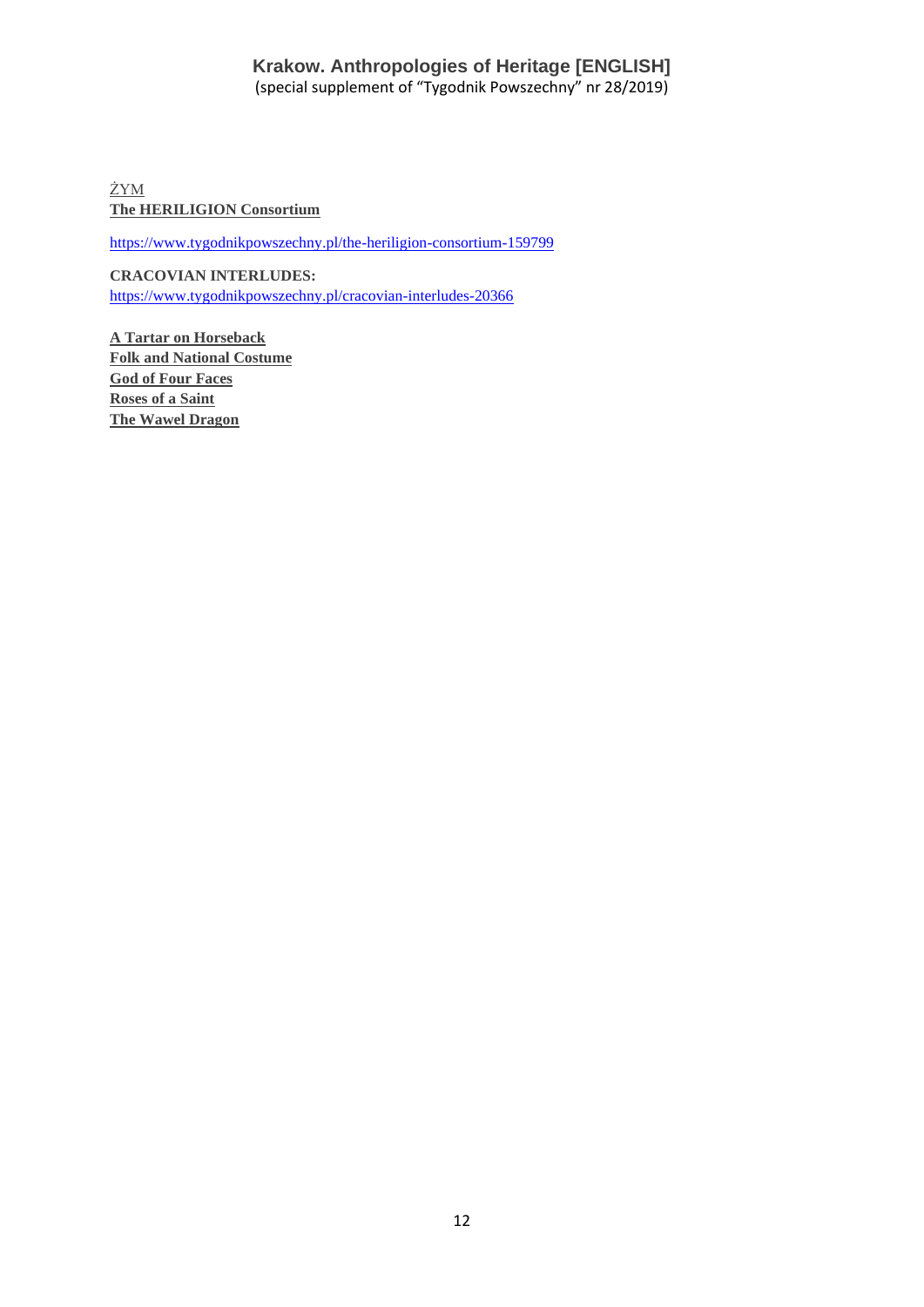ŻYM
**The HERILIGION Consortium**

https://www.tygodnikpowszechny.pl/the-heriligion-consortium-159799

**CRACOVIAN INTERLUDES:**
https://www.tygodnikpowszechny.pl/cracovian-interludes-20366

**A Tartar on Horseback**
**Folk and National Costume**
**God of Four Faces**
**Roses of a Saint**
**The Wawel Dragon**